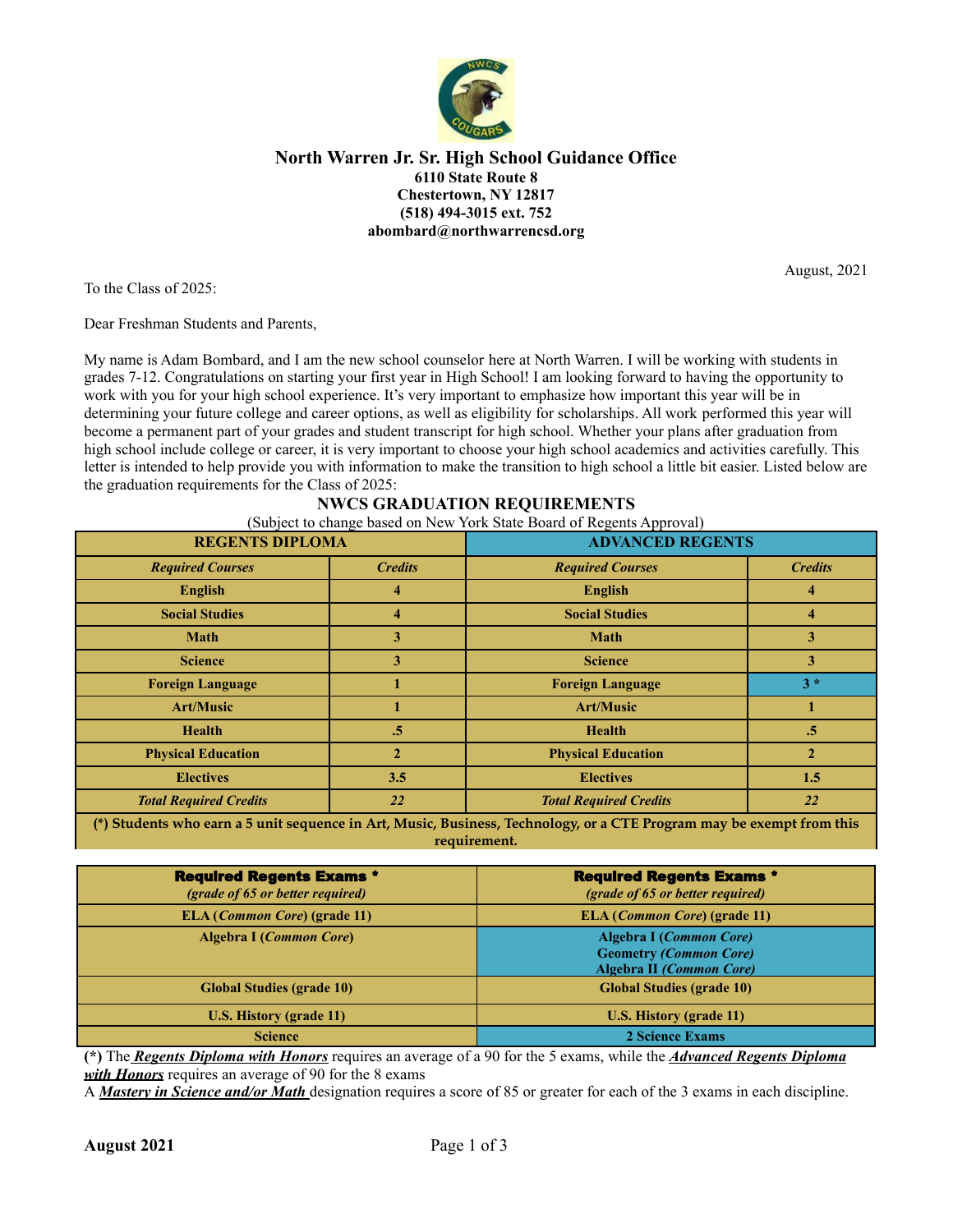## North Warren Jr. Sr. High School Guidance Office

**6110 State Route 8**
**Chestertown, NY 12817**
**(518) 494-3015 ext. 752**
**abombard@northwarrencsd.org**

August, 2021

To the Class of 2025:

Dear Freshman Students and Parents,

My name is Adam Bombard, and I am the new school counselor here at North Warren. I will be working with students in grades 7-12. Congratulations on starting your first year in High School! I am looking forward to having the opportunity to work with you for your high school experience. It's very important to emphasize how important this year will be in determining your future college and career options, as well as eligibility for scholarships. All work performed this year will become a permanent part of your grades and student transcript for high school. Whether your plans after graduation from high school include college or career, it is very important to choose your high school academics and activities carefully. This letter is intended to help provide you with information to make the transition to high school a little bit easier. Listed below are the graduation requirements for the Class of 2025:

### NWCS GRADUATION REQUIREMENTS

(Subject to change based on New York State Board of Regents Approval)

| REGENTS DIPLOMA | | ADVANCED REGENTS | |
|---|---|---|---|
| ***Required Courses*** | ***Credits*** | ***Required Courses*** | ***Credits*** |
| **English** | **4** | **English** | **4** |
| **Social Studies** | **4** | **Social Studies** | **4** |
| **Math** | **3** | **Math** | **3** |
| **Science** | **3** | **Science** | **3** |
| **Foreign Language** | **1** | **Foreign Language** | **3 *** |
| **Art/Music** | **1** | **Art/Music** | **1** |
| **Health** | **.5** | **Health** | **.5** |
| **Physical Education** | **2** | **Physical Education** | **2** |
| **Electives** | **3.5** | **Electives** | **1.5** |
| ***Total Required Credits*** | ***22*** | ***Total Required Credits*** | ***22*** |

**(*) Students who earn a 5 unit sequence in Art, Music, Business, Technology, or a CTE Program may be exempt from this requirement.**

| **Required Regents Exams *** *(grade of 65 or better required)* | **Required Regents Exams *** *(grade of 65 or better required)* |
|---|---|
| **ELA (*Common Core*) (grade 11)** | **ELA (*Common Core*) (grade 11)** |
| **Algebra I (*Common Core*)** | **Algebra I (*Common Core*)** **Geometry (*Common Core*)** **Algebra II (*Common Core*)** |
| **Global Studies (grade 10)** | **Global Studies (grade 10)** |
| **U.S. History (grade 11)** | **U.S. History (grade 11)** |
| **Science** | **2 Science Exams** |

**(*)** The ***Regents Diploma with Honors*** requires an average of a 90 for the 5 exams, while the ***Advanced Regents Diploma with Honors*** requires an average of 90 for the 8 exams

A ***Mastery in Science and/or Math*** designation requires a score of 85 or greater for each of the 3 exams in each discipline.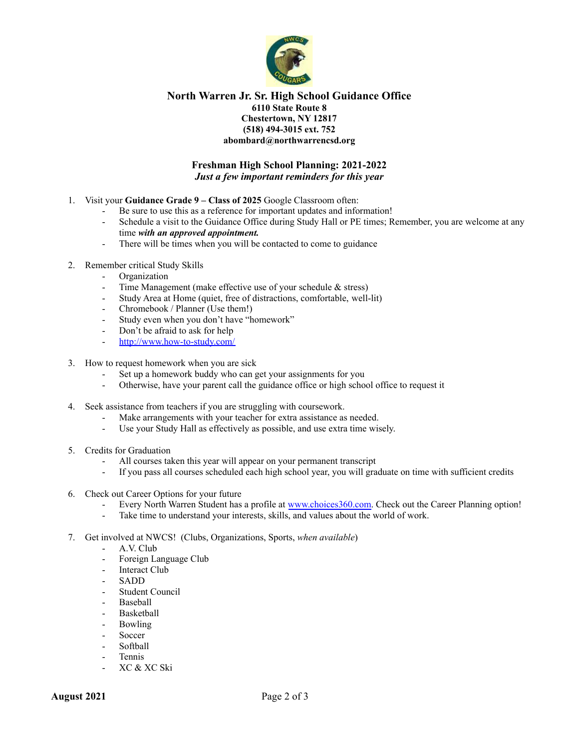**North Warren Jr. Sr. High School Guidance Office**
**6110 State Route 8**
**Chestertown, NY 12817**
**(518) 494-3015 ext. 752**
**abombard@northwarrencsd.org**

## Freshman High School Planning: 2021-2022

***Just a few important reminders for this year***

1. Visit your **Guidance Grade 9 – Class of 2025** Google Classroom often:
   - Be sure to use this as a reference for important updates and information!
   - Schedule a visit to the Guidance Office during Study Hall or PE times; Remember, you are welcome at any time ***with an approved appointment.***
   - There will be times when you will be contacted to come to guidance

2. Remember critical Study Skills
   - Organization
   - Time Management (make effective use of your schedule & stress)
   - Study Area at Home (quiet, free of distractions, comfortable, well-lit)
   - Chromebook / Planner (Use them!)
   - Study even when you don't have "homework"
   - Don't be afraid to ask for help
   - http://www.how-to-study.com/

3. How to request homework when you are sick
   - Set up a homework buddy who can get your assignments for you
   - Otherwise, have your parent call the guidance office or high school office to request it

4. Seek assistance from teachers if you are struggling with coursework.
   - Make arrangements with your teacher for extra assistance as needed.
   - Use your Study Hall as effectively as possible, and use extra time wisely.

5. Credits for Graduation
   - All courses taken this year will appear on your permanent transcript
   - If you pass all courses scheduled each high school year, you will graduate on time with sufficient credits

6. Check out Career Options for your future
   - Every North Warren Student has a profile at www.choices360.com. Check out the Career Planning option!
   - Take time to understand your interests, skills, and values about the world of work.

7. Get involved at NWCS! (Clubs, Organizations, Sports, *when available*)
   - A.V. Club
   - Foreign Language Club
   - Interact Club
   - SADD
   - Student Council
   - Baseball
   - Basketball
   - Bowling
   - Soccer
   - Softball
   - Tennis
   - XC & XC Ski

**August 2021**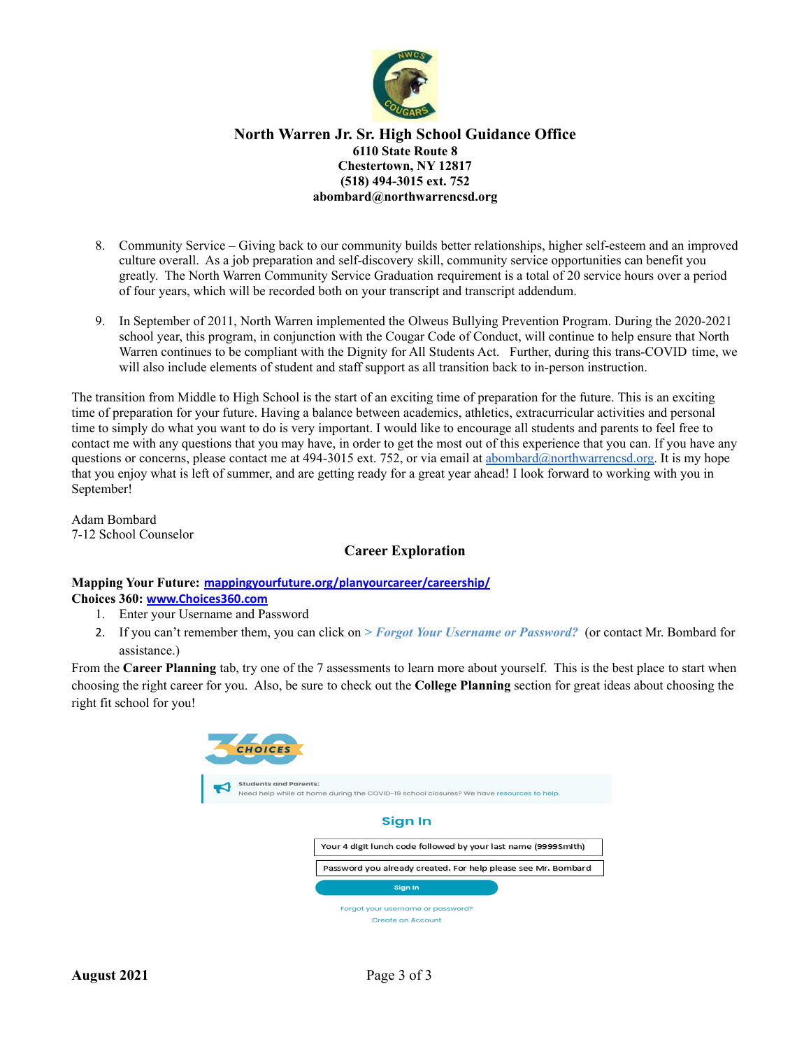**North Warren Jr. Sr. High School Guidance Office**
**6110 State Route 8**
**Chestertown, NY 12817**
**(518) 494-3015 ext. 752**
**abombard@northwarrencsd.org**

8. Community Service – Giving back to our community builds better relationships, higher self-esteem and an improved culture overall. As a job preparation and self-discovery skill, community service opportunities can benefit you greatly. The North Warren Community Service Graduation requirement is a total of 20 service hours over a period of four years, which will be recorded both on your transcript and transcript addendum.

9. In September of 2011, North Warren implemented the Olweus Bullying Prevention Program. During the 2020-2021 school year, this program, in conjunction with the Cougar Code of Conduct, will continue to help ensure that North Warren continues to be compliant with the Dignity for All Students Act. Further, during this trans-COVID time, we will also include elements of student and staff support as all transition back to in-person instruction.

The transition from Middle to High School is the start of an exciting time of preparation for the future. This is an exciting time of preparation for your future. Having a balance between academics, athletics, extracurricular activities and personal time to simply do what you want to do is very important. I would like to encourage all students and parents to feel free to contact me with any questions that you may have, in order to get the most out of this experience that you can. If you have any questions or concerns, please contact me at 494-3015 ext. 752, or via email at abombard@northwarrencsd.org. It is my hope that you enjoy what is left of summer, and are getting ready for a great year ahead! I look forward to working with you in September!

Adam Bombard
7-12 School Counselor

## Career Exploration

**Mapping Your Future:** mappingyourfuture.org/planyourcareer/careership/
**Choices 360:** www.Choices360.com

1. Enter your Username and Password
2. If you can't remember them, you can click on *> Forgot Your Username or Password?* (or contact Mr. Bombard for assistance.)

From the **Career Planning** tab, try one of the 7 assessments to learn more about yourself. This is the best place to start when choosing the right career for you. Also, be sure to check out the **College Planning** section for great ideas about choosing the right fit school for you!

CHOICES 360

Students and Parents:
Need help while at home during the COVID-19 school closures? We have resources to help.

Sign In

Your 4 digit lunch code followed by your last name (9999Smith)

Password you already created. For help please see Mr. Bombard

Sign In

Forgot your username or password?
Create an Account

August 2021